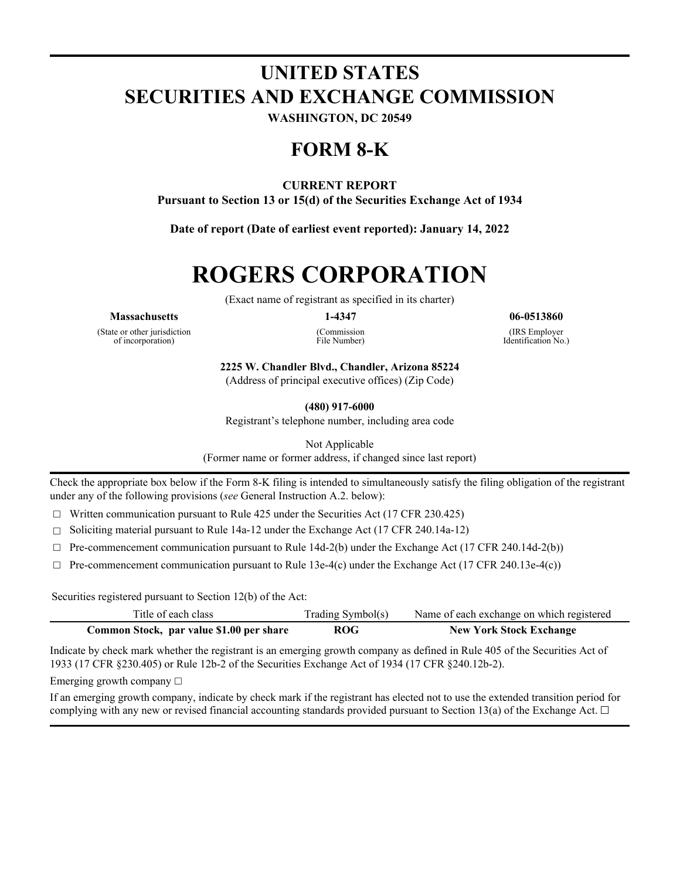# UNITED STATES
# SECURITIES AND EXCHANGE COMMISSION

**WASHINGTON, DC 20549**

# FORM 8-K

**CURRENT REPORT**
**Pursuant to Section 13 or 15(d) of the Securities Exchange Act of 1934**

**Date of report (Date of earliest event reported): January 14, 2022**

# ROGERS CORPORATION

(Exact name of registrant as specified in its charter)

| **Massachusetts** | **1-4347** | **06-0513860** |
|---|---|---|
| (State or other jurisdiction of incorporation) | (Commission File Number) | (IRS Employer Identification No.) |

**2225 W. Chandler Blvd., Chandler, Arizona 85224**
(Address of principal executive offices) (Zip Code)

**(480) 917-6000**
Registrant's telephone number, including area code

Not Applicable
(Former name or former address, if changed since last report)

Check the appropriate box below if the Form 8-K filing is intended to simultaneously satisfy the filing obligation of the registrant under any of the following provisions (*see* General Instruction A.2. below):

☐ Written communication pursuant to Rule 425 under the Securities Act (17 CFR 230.425)

☐ Soliciting material pursuant to Rule 14a-12 under the Exchange Act (17 CFR 240.14a-12)

☐ Pre-commencement communication pursuant to Rule 14d-2(b) under the Exchange Act (17 CFR 240.14d-2(b))

☐ Pre-commencement communication pursuant to Rule 13e-4(c) under the Exchange Act (17 CFR 240.13e-4(c))

Securities registered pursuant to Section 12(b) of the Act:

| Title of each class | Trading Symbol(s) | Name of each exchange on which registered |
|---|---|---|
| **Common Stock, par value $1.00 per share** | **ROG** | **New York Stock Exchange** |

Indicate by check mark whether the registrant is an emerging growth company as defined in Rule 405 of the Securities Act of 1933 (17 CFR §230.405) or Rule 12b-2 of the Securities Exchange Act of 1934 (17 CFR §240.12b-2).

Emerging growth company ☐

If an emerging growth company, indicate by check mark if the registrant has elected not to use the extended transition period for complying with any new or revised financial accounting standards provided pursuant to Section 13(a) of the Exchange Act. ☐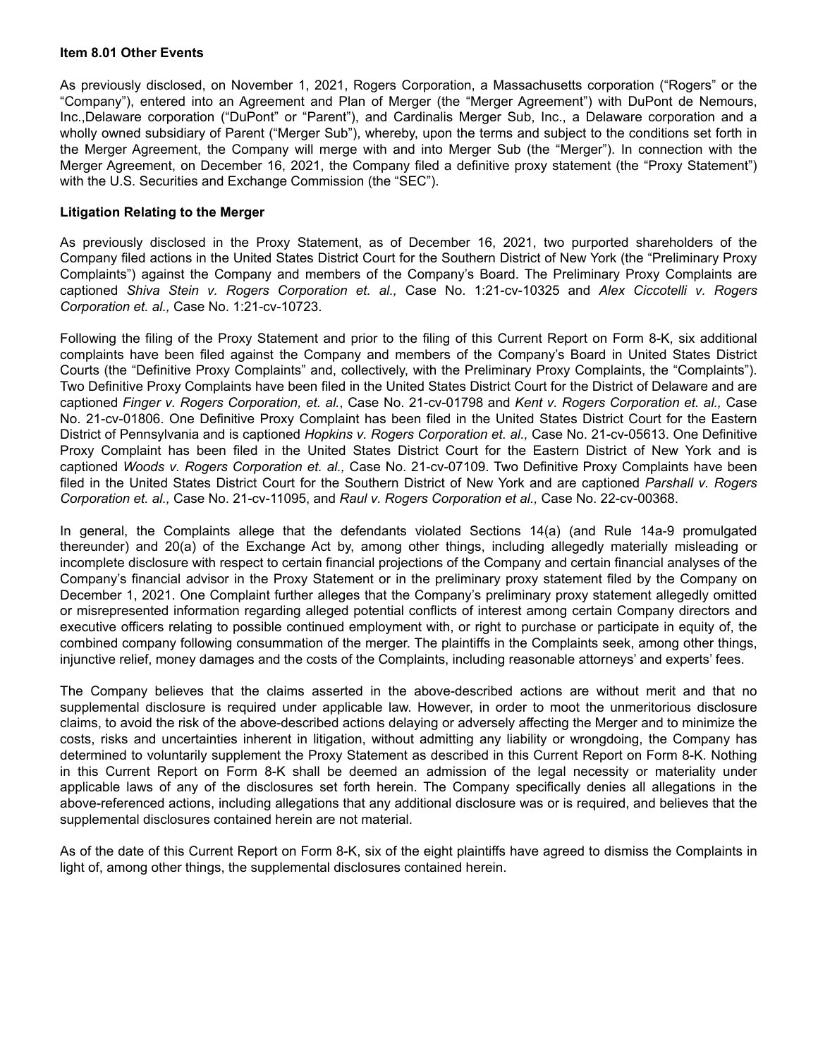**Item 8.01 Other Events**

As previously disclosed, on November 1, 2021, Rogers Corporation, a Massachusetts corporation ("Rogers" or the "Company"), entered into an Agreement and Plan of Merger (the "Merger Agreement") with DuPont de Nemours, Inc.,Delaware corporation ("DuPont" or "Parent"), and Cardinalis Merger Sub, Inc., a Delaware corporation and a wholly owned subsidiary of Parent ("Merger Sub"), whereby, upon the terms and subject to the conditions set forth in the Merger Agreement, the Company will merge with and into Merger Sub (the "Merger"). In connection with the Merger Agreement, on December 16, 2021, the Company filed a definitive proxy statement (the "Proxy Statement") with the U.S. Securities and Exchange Commission (the "SEC").

**Litigation Relating to the Merger**

As previously disclosed in the Proxy Statement, as of December 16, 2021, two purported shareholders of the Company filed actions in the United States District Court for the Southern District of New York (the "Preliminary Proxy Complaints") against the Company and members of the Company's Board. The Preliminary Proxy Complaints are captioned *Shiva Stein v. Rogers Corporation et. al.,* Case No. 1:21-cv-10325 and *Alex Ciccotelli v. Rogers Corporation et. al.,* Case No. 1:21-cv-10723.

Following the filing of the Proxy Statement and prior to the filing of this Current Report on Form 8-K, six additional complaints have been filed against the Company and members of the Company's Board in United States District Courts (the "Definitive Proxy Complaints" and, collectively, with the Preliminary Proxy Complaints, the "Complaints"). Two Definitive Proxy Complaints have been filed in the United States District Court for the District of Delaware and are captioned *Finger v. Rogers Corporation, et. al.*, Case No. 21-cv-01798 and *Kent v. Rogers Corporation et. al.,* Case No. 21-cv-01806. One Definitive Proxy Complaint has been filed in the United States District Court for the Eastern District of Pennsylvania and is captioned *Hopkins v. Rogers Corporation et. al.,* Case No. 21-cv-05613. One Definitive Proxy Complaint has been filed in the United States District Court for the Eastern District of New York and is captioned *Woods v. Rogers Corporation et. al.,* Case No. 21-cv-07109. Two Definitive Proxy Complaints have been filed in the United States District Court for the Southern District of New York and are captioned *Parshall v. Rogers Corporation et. al.,* Case No. 21-cv-11095, and *Raul v. Rogers Corporation et al.,* Case No. 22-cv-00368.

In general, the Complaints allege that the defendants violated Sections 14(a) (and Rule 14a-9 promulgated thereunder) and 20(a) of the Exchange Act by, among other things, including allegedly materially misleading or incomplete disclosure with respect to certain financial projections of the Company and certain financial analyses of the Company's financial advisor in the Proxy Statement or in the preliminary proxy statement filed by the Company on December 1, 2021. One Complaint further alleges that the Company's preliminary proxy statement allegedly omitted or misrepresented information regarding alleged potential conflicts of interest among certain Company directors and executive officers relating to possible continued employment with, or right to purchase or participate in equity of, the combined company following consummation of the merger. The plaintiffs in the Complaints seek, among other things, injunctive relief, money damages and the costs of the Complaints, including reasonable attorneys' and experts' fees.

The Company believes that the claims asserted in the above-described actions are without merit and that no supplemental disclosure is required under applicable law. However, in order to moot the unmeritorious disclosure claims, to avoid the risk of the above-described actions delaying or adversely affecting the Merger and to minimize the costs, risks and uncertainties inherent in litigation, without admitting any liability or wrongdoing, the Company has determined to voluntarily supplement the Proxy Statement as described in this Current Report on Form 8-K. Nothing in this Current Report on Form 8-K shall be deemed an admission of the legal necessity or materiality under applicable laws of any of the disclosures set forth herein. The Company specifically denies all allegations in the above-referenced actions, including allegations that any additional disclosure was or is required, and believes that the supplemental disclosures contained herein are not material.

As of the date of this Current Report on Form 8-K, six of the eight plaintiffs have agreed to dismiss the Complaints in light of, among other things, the supplemental disclosures contained herein.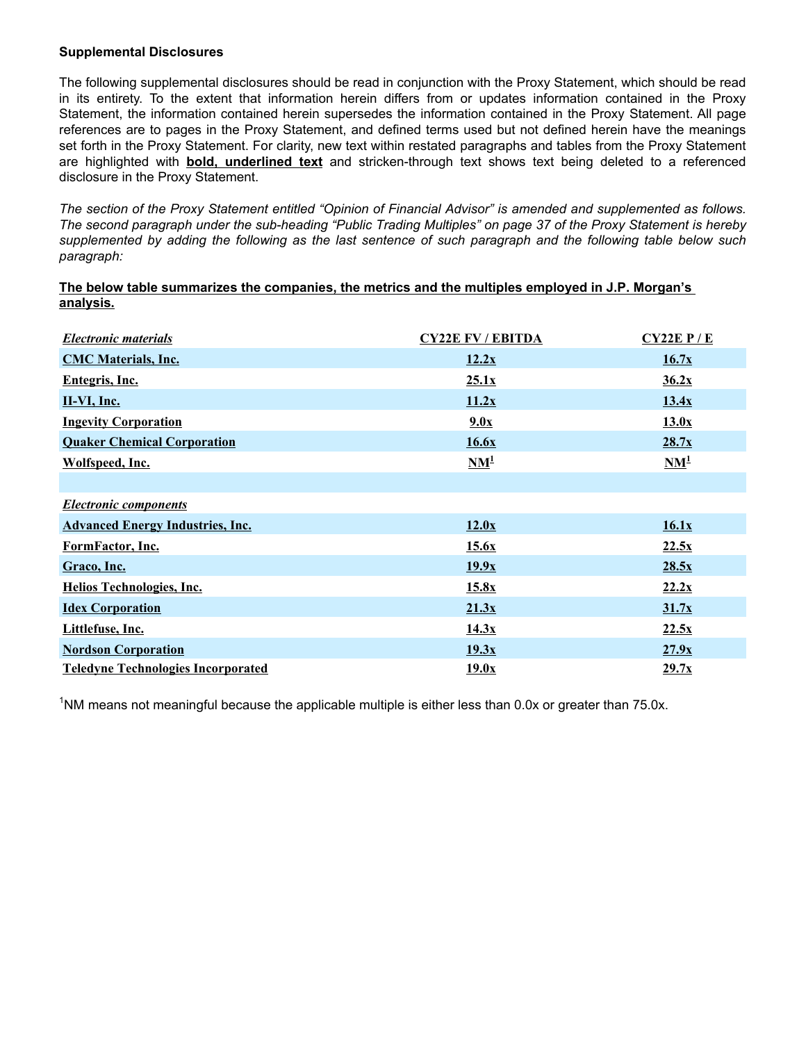**Supplemental Disclosures**

The following supplemental disclosures should be read in conjunction with the Proxy Statement, which should be read in its entirety. To the extent that information herein differs from or updates information contained in the Proxy Statement, the information contained herein supersedes the information contained in the Proxy Statement. All page references are to pages in the Proxy Statement, and defined terms used but not defined herein have the meanings set forth in the Proxy Statement. For clarity, new text within restated paragraphs and tables from the Proxy Statement are highlighted with **<u>bold, underlined text</u>** and stricken-through text shows text being deleted to a referenced disclosure in the Proxy Statement.

*The section of the Proxy Statement entitled "Opinion of Financial Advisor" is amended and supplemented as follows. The second paragraph under the sub-heading "Public Trading Multiples" on page 37 of the Proxy Statement is hereby supplemented by adding the following as the last sentence of such paragraph and the following table below such paragraph:*

**<u>The below table summarizes the companies, the metrics and the multiples employed in J.P. Morgan's analysis.</u>**

| ***<u>Electronic materials</u>*** | **<u>CY22E FV / EBITDA</u>** | **<u>CY22E P / E</u>** |
|---|---|---|
| **<u>CMC Materials, Inc.</u>** | **<u>12.2x</u>** | **<u>16.7x</u>** |
| **<u>Entegris, Inc.</u>** | **<u>25.1x</u>** | **<u>36.2x</u>** |
| **<u>II-VI, Inc.</u>** | **<u>11.2x</u>** | **<u>13.4x</u>** |
| **<u>Ingevity Corporation</u>** | **<u>9.0x</u>** | **<u>13.0x</u>** |
| **<u>Quaker Chemical Corporation</u>** | **<u>16.6x</u>** | **<u>28.7x</u>** |
| **<u>Wolfspeed, Inc.</u>** | **<u>NM[1]</u>** | **<u>NM[1]</u>** |
| | | |
| ***<u>Electronic components</u>*** | | |
| **<u>Advanced Energy Industries, Inc.</u>** | **<u>12.0x</u>** | **<u>16.1x</u>** |
| **<u>FormFactor, Inc.</u>** | **<u>15.6x</u>** | **<u>22.5x</u>** |
| **<u>Graco, Inc.</u>** | **<u>19.9x</u>** | **<u>28.5x</u>** |
| **<u>Helios Technologies, Inc.</u>** | **<u>15.8x</u>** | **<u>22.2x</u>** |
| **<u>Idex Corporation</u>** | **<u>21.3x</u>** | **<u>31.7x</u>** |
| **<u>Littlefuse, Inc.</u>** | **<u>14.3x</u>** | **<u>22.5x</u>** |
| **<u>Nordson Corporation</u>** | **<u>19.3x</u>** | **<u>27.9x</u>** |
| **<u>Teledyne Technologies Incorporated</u>** | **<u>19.0x</u>** | **<u>29.7x</u>** |

[1]NM means not meaningful because the applicable multiple is either less than 0.0x or greater than 75.0x.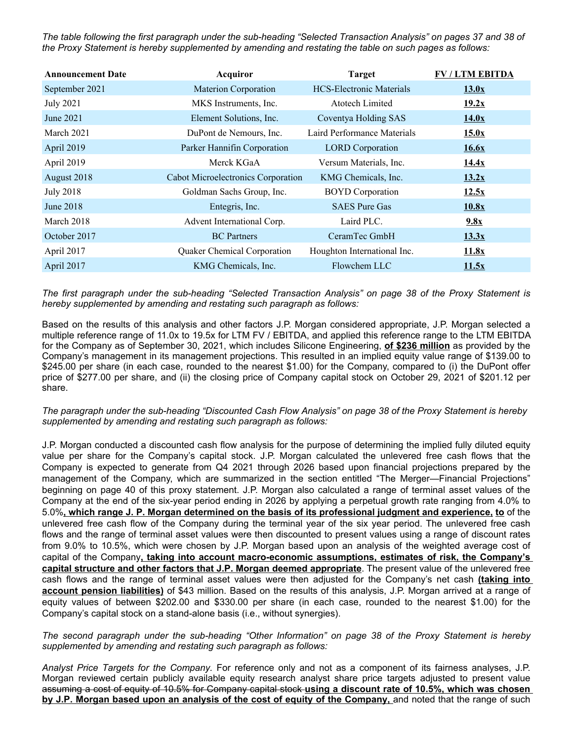*The table following the first paragraph under the sub-heading "Selected Transaction Analysis" on pages 37 and 38 of the Proxy Statement is hereby supplemented by amending and restating the table on such pages as follows:*

| Announcement Date | Acquiror | Target | FV / LTM EBITDA |
|---|---|---|---|
| September 2021 | Materion Corporation | HCS-Electronic Materials | **13.0x** |
| July 2021 | MKS Instruments, Inc. | Atotech Limited | **19.2x** |
| June 2021 | Element Solutions, Inc. | Coventya Holding SAS | **14.0x** |
| March 2021 | DuPont de Nemours, Inc. | Laird Performance Materials | **15.0x** |
| April 2019 | Parker Hannifin Corporation | LORD Corporation | **16.6x** |
| April 2019 | Merck KGaA | Versum Materials, Inc. | **14.4x** |
| August 2018 | Cabot Microelectronics Corporation | KMG Chemicals, Inc. | **13.2x** |
| July 2018 | Goldman Sachs Group, Inc. | BOYD Corporation | **12.5x** |
| June 2018 | Entegris, Inc. | SAES Pure Gas | **10.8x** |
| March 2018 | Advent International Corp. | Laird PLC. | **9.8x** |
| October 2017 | BC Partners | CeramTec GmbH | **13.3x** |
| April 2017 | Quaker Chemical Corporation | Houghton International Inc. | **11.8x** |
| April 2017 | KMG Chemicals, Inc. | Flowchem LLC | **11.5x** |

*The first paragraph under the sub-heading "Selected Transaction Analysis" on page 38 of the Proxy Statement is hereby supplemented by amending and restating such paragraph as follows:*

Based on the results of this analysis and other factors J.P. Morgan considered appropriate, J.P. Morgan selected a multiple reference range of 11.0x to 19.5x for LTM FV / EBITDA, and applied this reference range to the LTM EBITDA for the Company as of September 30, 2021, which includes Silicone Engineering, **of $236 million** as provided by the Company's management in its management projections. This resulted in an implied equity value range of $139.00 to $245.00 per share (in each case, rounded to the nearest $1.00) for the Company, compared to (i) the DuPont offer price of $277.00 per share, and (ii) the closing price of Company capital stock on October 29, 2021 of $201.12 per share.

*The paragraph under the sub-heading "Discounted Cash Flow Analysis" on page 38 of the Proxy Statement is hereby supplemented by amending and restating such paragraph as follows:*

J.P. Morgan conducted a discounted cash flow analysis for the purpose of determining the implied fully diluted equity value per share for the Company's capital stock. J.P. Morgan calculated the unlevered free cash flows that the Company is expected to generate from Q4 2021 through 2026 based upon financial projections prepared by the management of the Company, which are summarized in the section entitled "The Merger—Financial Projections" beginning on page 40 of this proxy statement. J.P. Morgan also calculated a range of terminal asset values of the Company at the end of the six-year period ending in 2026 by applying a perpetual growth rate ranging from 4.0% to 5.0%**, which range J. P. Morgan determined on the basis of its professional judgment and experience, to** of the unlevered free cash flow of the Company during the terminal year of the six year period. The unlevered free cash flows and the range of terminal asset values were then discounted to present values using a range of discount rates from 9.0% to 10.5%, which were chosen by J.P. Morgan based upon an analysis of the weighted average cost of capital of the Company**, taking into account macro-economic assumptions, estimates of risk, the Company's capital structure and other factors that J.P. Morgan deemed appropriate**. The present value of the unlevered free cash flows and the range of terminal asset values were then adjusted for the Company's net cash **(taking into account pension liabilities)** of $43 million. Based on the results of this analysis, J.P. Morgan arrived at a range of equity values of between $202.00 and $330.00 per share (in each case, rounded to the nearest $1.00) for the Company's capital stock on a stand-alone basis (i.e., without synergies).

*The second paragraph under the sub-heading "Other Information" on page 38 of the Proxy Statement is hereby supplemented by amending and restating such paragraph as follows:*

*Analyst Price Targets for the Company.* For reference only and not as a component of its fairness analyses, J.P. Morgan reviewed certain publicly available equity research analyst share price targets adjusted to present value ~~assuming a cost of equity of 10.5% for Company capital stock~~ **using a discount rate of 10.5%, which was chosen by J.P. Morgan based upon an analysis of the cost of equity of the Company,** and noted that the range of such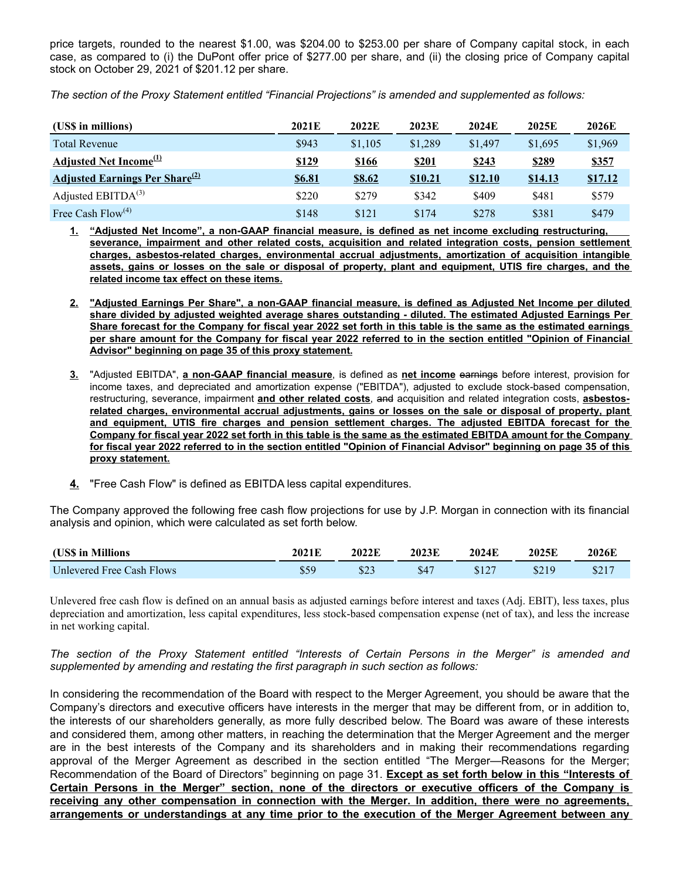price targets, rounded to the nearest $1.00, was $204.00 to $253.00 per share of Company capital stock, in each case, as compared to (i) the DuPont offer price of $277.00 per share, and (ii) the closing price of Company capital stock on October 29, 2021 of $201.12 per share.

*The section of the Proxy Statement entitled "Financial Projections" is amended and supplemented as follows:*

| (US$ in millions) | 2021E | 2022E | 2023E | 2024E | 2025E | 2026E |
|---|---|---|---|---|---|---|
| Total Revenue | $943 | $1,105 | $1,289 | $1,497 | $1,695 | $1,969 |
| **Adjusted Net Income[(1)]** | **$129** | **$166** | **$201** | **$243** | **$289** | **$357** |
| **Adjusted Earnings Per Share[(2)]** | **$6.81** | **$8.62** | **$10.21** | **$12.10** | **$14.13** | **$17.12** |
| Adjusted EBITDA[(3)] | $220 | $279 | $342 | $409 | $481 | $579 |
| Free Cash Flow[(4)] | $148 | $121 | $174 | $278 | $381 | $479 |

1. **"Adjusted Net Income", a non-GAAP financial measure, is defined as net income excluding restructuring, severance, impairment and other related costs, acquisition and related integration costs, pension settlement charges, asbestos-related charges, environmental accrual adjustments, amortization of acquisition intangible assets, gains or losses on the sale or disposal of property, plant and equipment, UTIS fire charges, and the related income tax effect on these items.**

2. **"Adjusted Earnings Per Share", a non-GAAP financial measure, is defined as Adjusted Net Income per diluted share divided by adjusted weighted average shares outstanding - diluted. The estimated Adjusted Earnings Per Share forecast for the Company for fiscal year 2022 set forth in this table is the same as the estimated earnings per share amount for the Company for fiscal year 2022 referred to in the section entitled "Opinion of Financial Advisor" beginning on page 35 of this proxy statement.**

3. "Adjusted EBITDA", **a non-GAAP financial measure**, is defined as **net income** ~~earnings~~ before interest, provision for income taxes, and depreciated and amortization expense ("EBITDA"), adjusted to exclude stock-based compensation, restructuring, severance, impairment **and other related costs**, ~~and~~ acquisition and related integration costs, **asbestos-related charges, environmental accrual adjustments, gains or losses on the sale or disposal of property, plant and equipment, UTIS fire charges and pension settlement charges. The adjusted EBITDA forecast for the Company for fiscal year 2022 set forth in this table is the same as the estimated EBITDA amount for the Company for fiscal year 2022 referred to in the section entitled "Opinion of Financial Advisor" beginning on page 35 of this proxy statement.**

4. "Free Cash Flow" is defined as EBITDA less capital expenditures.

The Company approved the following free cash flow projections for use by J.P. Morgan in connection with its financial analysis and opinion, which were calculated as set forth below.

| (US$ in Millions | 2021E | 2022E | 2023E | 2024E | 2025E | 2026E |
|---|---|---|---|---|---|---|
| Unlevered Free Cash Flows | $59 | $23 | $47 | $127 | $219 | $217 |

Unlevered free cash flow is defined on an annual basis as adjusted earnings before interest and taxes (Adj. EBIT), less taxes, plus depreciation and amortization, less capital expenditures, less stock-based compensation expense (net of tax), and less the increase in net working capital.

*The section of the Proxy Statement entitled "Interests of Certain Persons in the Merger" is amended and supplemented by amending and restating the first paragraph in such section as follows:*

In considering the recommendation of the Board with respect to the Merger Agreement, you should be aware that the Company's directors and executive officers have interests in the merger that may be different from, or in addition to, the interests of our shareholders generally, as more fully described below. The Board was aware of these interests and considered them, among other matters, in reaching the determination that the Merger Agreement and the merger are in the best interests of the Company and its shareholders and in making their recommendations regarding approval of the Merger Agreement as described in the section entitled "The Merger—Reasons for the Merger; Recommendation of the Board of Directors" beginning on page 31. **Except as set forth below in this "Interests of Certain Persons in the Merger" section, none of the directors or executive officers of the Company is receiving any other compensation in connection with the Merger. In addition, there were no agreements, arrangements or understandings at any time prior to the execution of the Merger Agreement between any**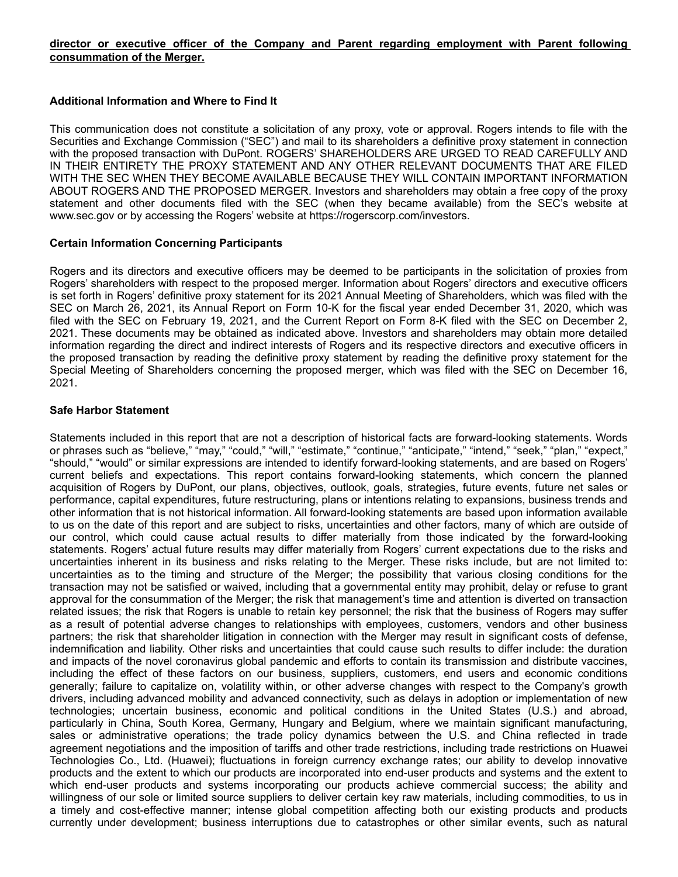**director or executive officer of the Company and Parent regarding employment with Parent following consummation of the Merger.**

**Additional Information and Where to Find It**

This communication does not constitute a solicitation of any proxy, vote or approval. Rogers intends to file with the Securities and Exchange Commission ("SEC") and mail to its shareholders a definitive proxy statement in connection with the proposed transaction with DuPont. ROGERS' SHAREHOLDERS ARE URGED TO READ CAREFULLY AND IN THEIR ENTIRETY THE PROXY STATEMENT AND ANY OTHER RELEVANT DOCUMENTS THAT ARE FILED WITH THE SEC WHEN THEY BECOME AVAILABLE BECAUSE THEY WILL CONTAIN IMPORTANT INFORMATION ABOUT ROGERS AND THE PROPOSED MERGER. Investors and shareholders may obtain a free copy of the proxy statement and other documents filed with the SEC (when they became available) from the SEC's website at www.sec.gov or by accessing the Rogers' website at https://rogerscorp.com/investors.

**Certain Information Concerning Participants**

Rogers and its directors and executive officers may be deemed to be participants in the solicitation of proxies from Rogers' shareholders with respect to the proposed merger. Information about Rogers' directors and executive officers is set forth in Rogers' definitive proxy statement for its 2021 Annual Meeting of Shareholders, which was filed with the SEC on March 26, 2021, its Annual Report on Form 10-K for the fiscal year ended December 31, 2020, which was filed with the SEC on February 19, 2021, and the Current Report on Form 8-K filed with the SEC on December 2, 2021. These documents may be obtained as indicated above. Investors and shareholders may obtain more detailed information regarding the direct and indirect interests of Rogers and its respective directors and executive officers in the proposed transaction by reading the definitive proxy statement by reading the definitive proxy statement for the Special Meeting of Shareholders concerning the proposed merger, which was filed with the SEC on December 16, 2021.

**Safe Harbor Statement**

Statements included in this report that are not a description of historical facts are forward-looking statements. Words or phrases such as "believe," "may," "could," "will," "estimate," "continue," "anticipate," "intend," "seek," "plan," "expect," "should," "would" or similar expressions are intended to identify forward-looking statements, and are based on Rogers' current beliefs and expectations. This report contains forward-looking statements, which concern the planned acquisition of Rogers by DuPont, our plans, objectives, outlook, goals, strategies, future events, future net sales or performance, capital expenditures, future restructuring, plans or intentions relating to expansions, business trends and other information that is not historical information. All forward-looking statements are based upon information available to us on the date of this report and are subject to risks, uncertainties and other factors, many of which are outside of our control, which could cause actual results to differ materially from those indicated by the forward-looking statements. Rogers' actual future results may differ materially from Rogers' current expectations due to the risks and uncertainties inherent in its business and risks relating to the Merger. These risks include, but are not limited to: uncertainties as to the timing and structure of the Merger; the possibility that various closing conditions for the transaction may not be satisfied or waived, including that a governmental entity may prohibit, delay or refuse to grant approval for the consummation of the Merger; the risk that management's time and attention is diverted on transaction related issues; the risk that Rogers is unable to retain key personnel; the risk that the business of Rogers may suffer as a result of potential adverse changes to relationships with employees, customers, vendors and other business partners; the risk that shareholder litigation in connection with the Merger may result in significant costs of defense, indemnification and liability. Other risks and uncertainties that could cause such results to differ include: the duration and impacts of the novel coronavirus global pandemic and efforts to contain its transmission and distribute vaccines, including the effect of these factors on our business, suppliers, customers, end users and economic conditions generally; failure to capitalize on, volatility within, or other adverse changes with respect to the Company's growth drivers, including advanced mobility and advanced connectivity, such as delays in adoption or implementation of new technologies; uncertain business, economic and political conditions in the United States (U.S.) and abroad, particularly in China, South Korea, Germany, Hungary and Belgium, where we maintain significant manufacturing, sales or administrative operations; the trade policy dynamics between the U.S. and China reflected in trade agreement negotiations and the imposition of tariffs and other trade restrictions, including trade restrictions on Huawei Technologies Co., Ltd. (Huawei); fluctuations in foreign currency exchange rates; our ability to develop innovative products and the extent to which our products are incorporated into end-user products and systems and the extent to which end-user products and systems incorporating our products achieve commercial success; the ability and willingness of our sole or limited source suppliers to deliver certain key raw materials, including commodities, to us in a timely and cost-effective manner; intense global competition affecting both our existing products and products currently under development; business interruptions due to catastrophes or other similar events, such as natural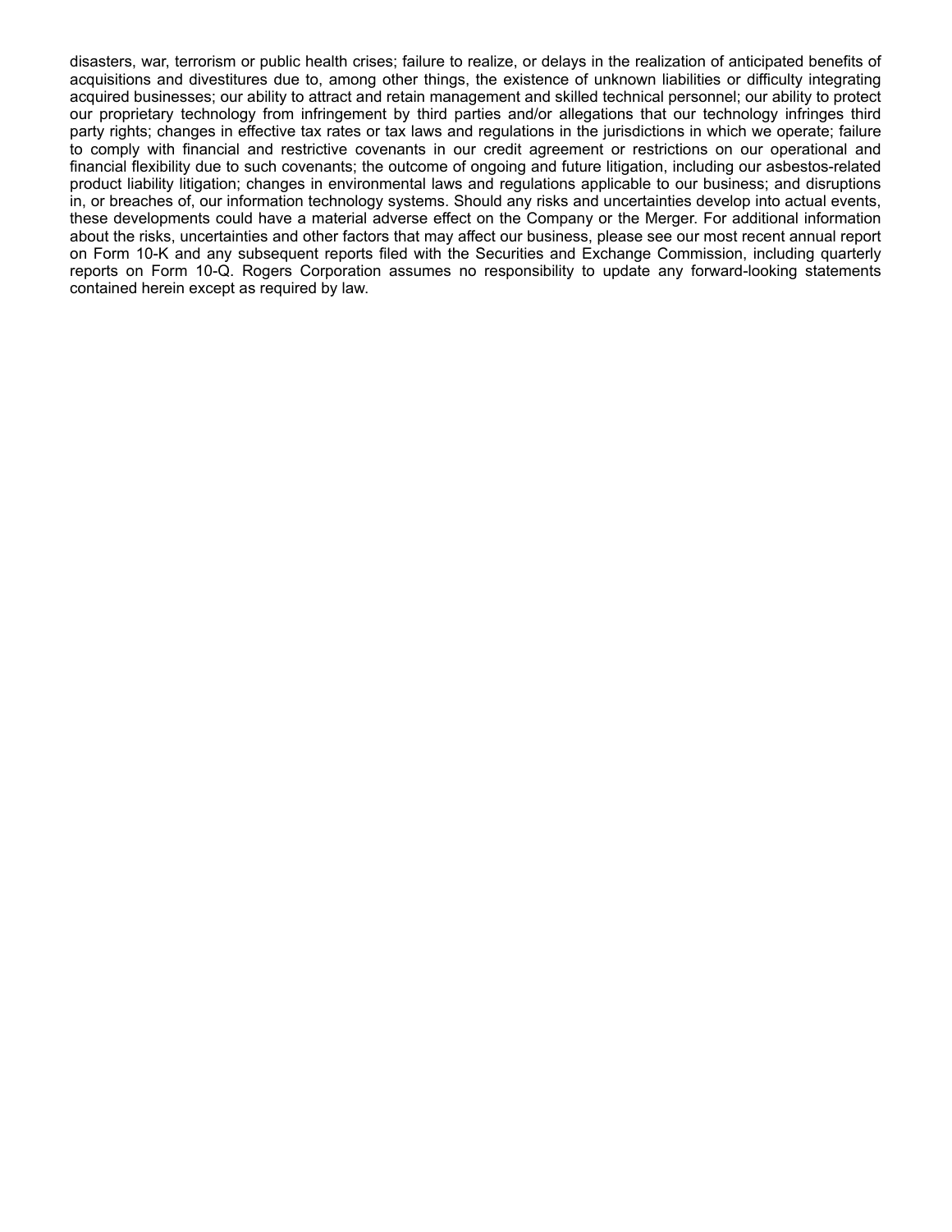disasters, war, terrorism or public health crises; failure to realize, or delays in the realization of anticipated benefits of acquisitions and divestitures due to, among other things, the existence of unknown liabilities or difficulty integrating acquired businesses; our ability to attract and retain management and skilled technical personnel; our ability to protect our proprietary technology from infringement by third parties and/or allegations that our technology infringes third party rights; changes in effective tax rates or tax laws and regulations in the jurisdictions in which we operate; failure to comply with financial and restrictive covenants in our credit agreement or restrictions on our operational and financial flexibility due to such covenants; the outcome of ongoing and future litigation, including our asbestos-related product liability litigation; changes in environmental laws and regulations applicable to our business; and disruptions in, or breaches of, our information technology systems. Should any risks and uncertainties develop into actual events, these developments could have a material adverse effect on the Company or the Merger. For additional information about the risks, uncertainties and other factors that may affect our business, please see our most recent annual report on Form 10-K and any subsequent reports filed with the Securities and Exchange Commission, including quarterly reports on Form 10-Q. Rogers Corporation assumes no responsibility to update any forward-looking statements contained herein except as required by law.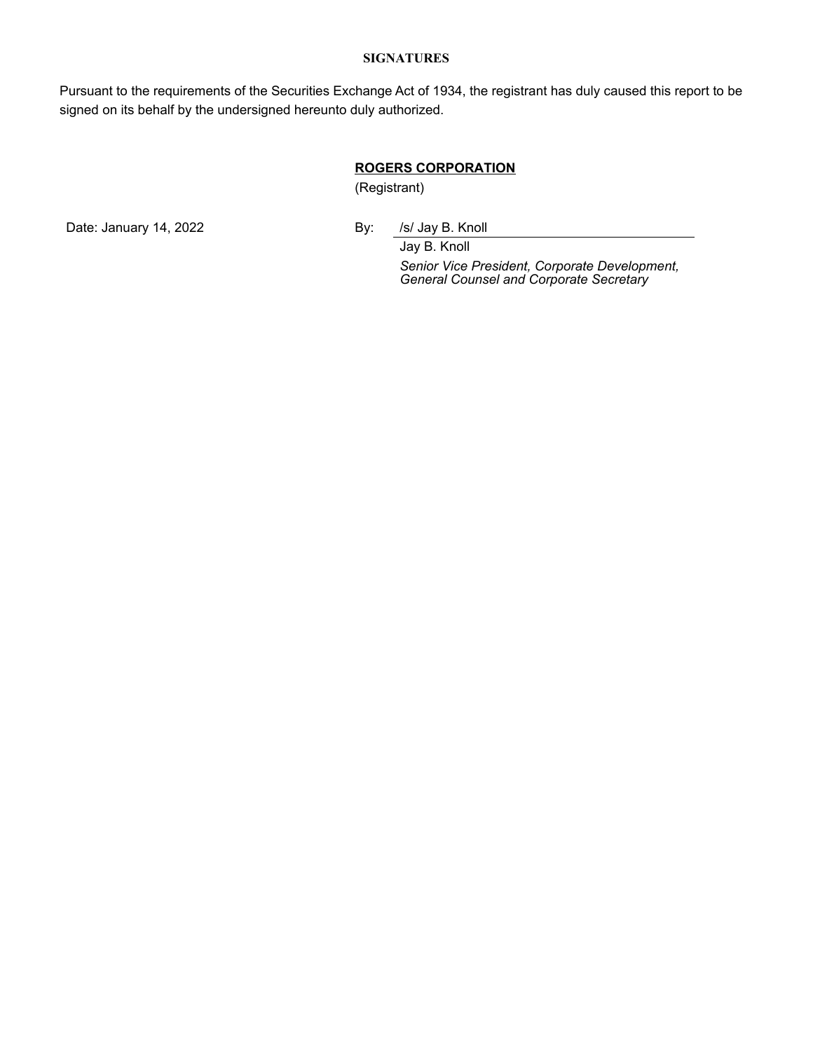**SIGNATURES**

Pursuant to the requirements of the Securities Exchange Act of 1934, the registrant has duly caused this report to be signed on its behalf by the undersigned hereunto duly authorized.

**ROGERS CORPORATION**

(Registrant)

Date: January 14, 2022

By: /s/ Jay B. Knoll

Jay B. Knoll

*Senior Vice President, Corporate Development, General Counsel and Corporate Secretary*